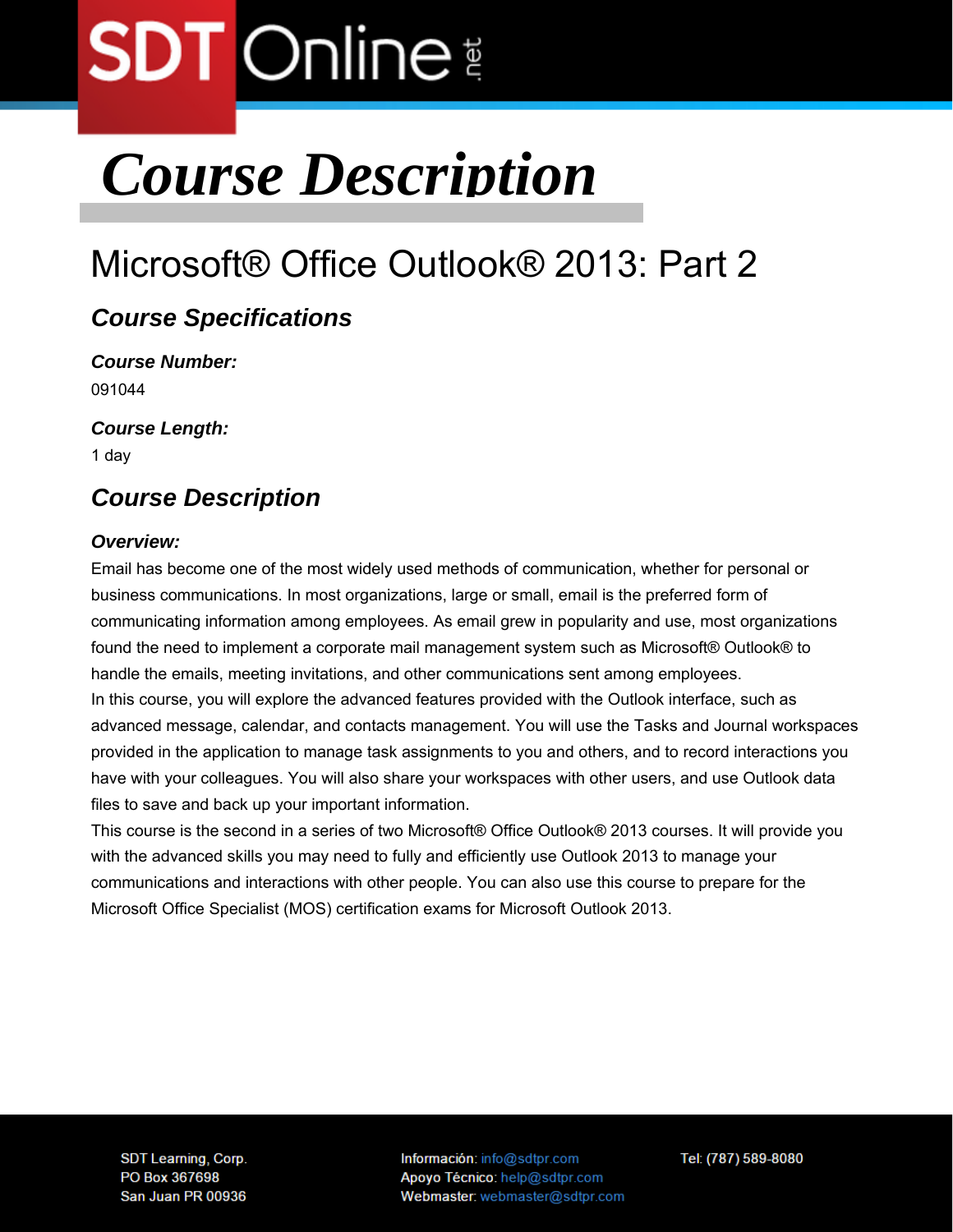# Course Description

## Microsoft® Office Outlook® 2013: Part 2

### *Course Specifications*

***Course Number:***
091044

***Course Length:***
1 day

### *Course Description*

***Overview:***

Email has become one of the most widely used methods of communication, whether for personal or business communications. In most organizations, large or small, email is the preferred form of communicating information among employees. As email grew in popularity and use, most organizations found the need to implement a corporate mail management system such as Microsoft® Outlook® to handle the emails, meeting invitations, and other communications sent among employees.

In this course, you will explore the advanced features provided with the Outlook interface, such as advanced message, calendar, and contacts management. You will use the Tasks and Journal workspaces provided in the application to manage task assignments to you and others, and to record interactions you have with your colleagues. You will also share your workspaces with other users, and use Outlook data files to save and back up your important information.

This course is the second in a series of two Microsoft® Office Outlook® 2013 courses. It will provide you with the advanced skills you may need to fully and efficiently use Outlook 2013 to manage your communications and interactions with other people. You can also use this course to prepare for the Microsoft Office Specialist (MOS) certification exams for Microsoft Outlook 2013.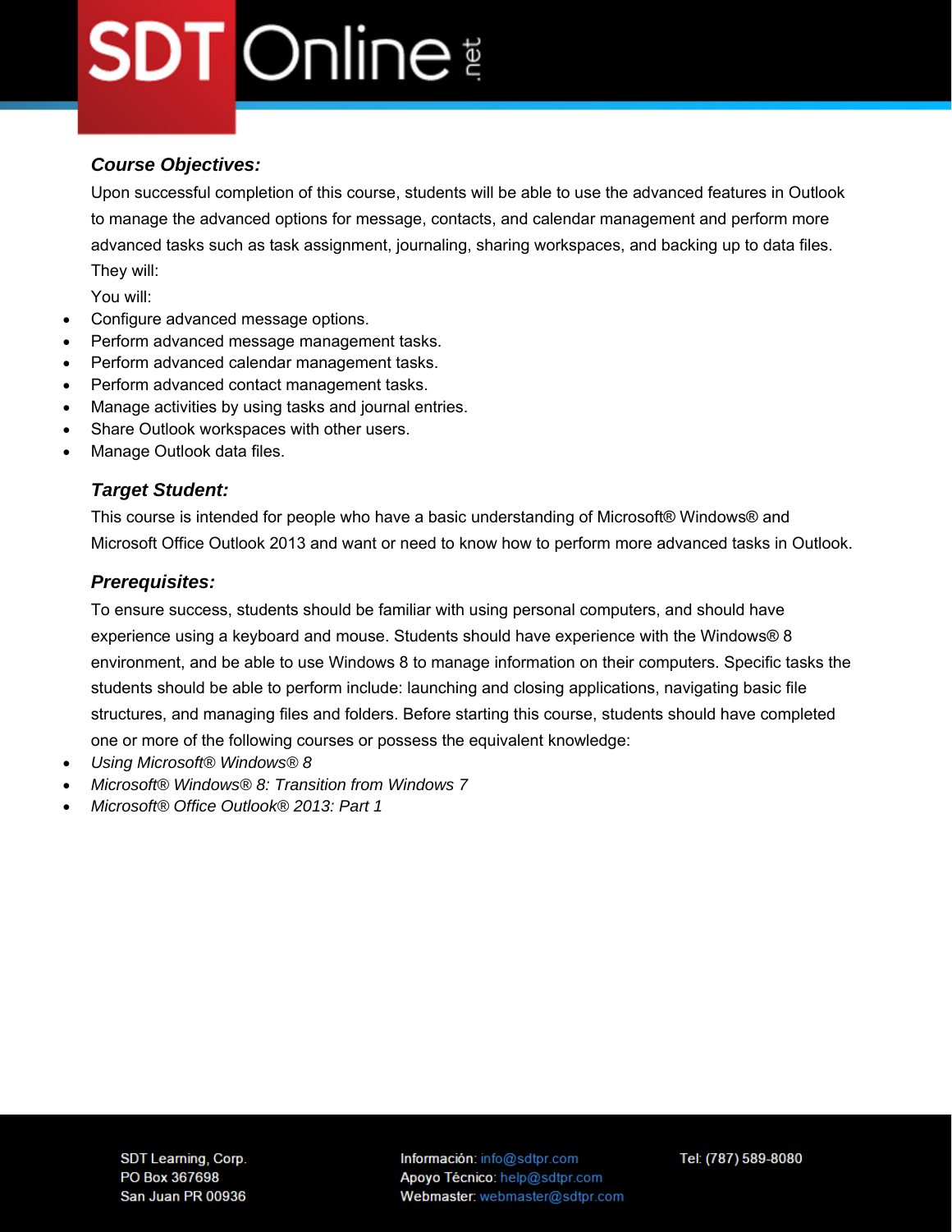### *Course Objectives:*

Upon successful completion of this course, students will be able to use the advanced features in Outlook to manage the advanced options for message, contacts, and calendar management and perform more advanced tasks such as task assignment, journaling, sharing workspaces, and backing up to data files. They will:

You will:

- Configure advanced message options.
- Perform advanced message management tasks.
- Perform advanced calendar management tasks.
- Perform advanced contact management tasks.
- Manage activities by using tasks and journal entries.
- Share Outlook workspaces with other users.
- Manage Outlook data files.

### *Target Student:*

This course is intended for people who have a basic understanding of Microsoft® Windows® and Microsoft Office Outlook 2013 and want or need to know how to perform more advanced tasks in Outlook.

### *Prerequisites:*

To ensure success, students should be familiar with using personal computers, and should have experience using a keyboard and mouse. Students should have experience with the Windows® 8 environment, and be able to use Windows 8 to manage information on their computers. Specific tasks the students should be able to perform include: launching and closing applications, navigating basic file structures, and managing files and folders. Before starting this course, students should have completed one or more of the following courses or possess the equivalent knowledge:

- *Using Microsoft® Windows® 8*
- *Microsoft® Windows® 8: Transition from Windows 7*
- *Microsoft® Office Outlook® 2013: Part 1*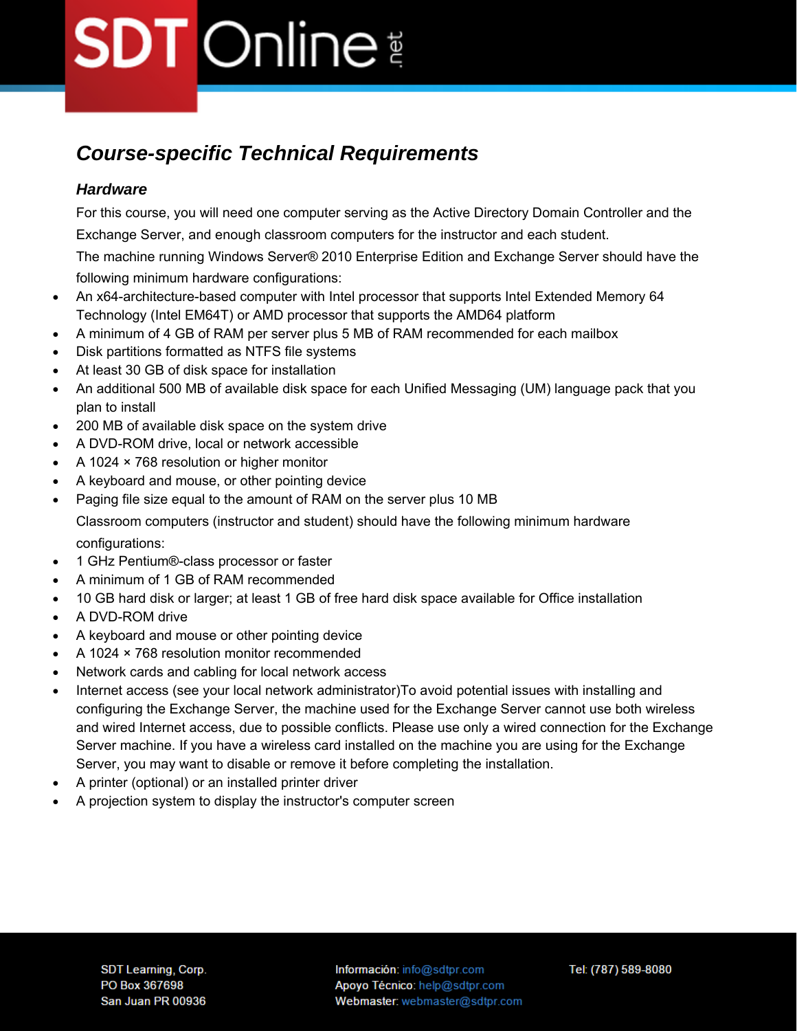## *Course-specific Technical Requirements*

### *Hardware*

For this course, you will need one computer serving as the Active Directory Domain Controller and the Exchange Server, and enough classroom computers for the instructor and each student.

The machine running Windows Server® 2010 Enterprise Edition and Exchange Server should have the following minimum hardware configurations:

- An x64-architecture-based computer with Intel processor that supports Intel Extended Memory 64 Technology (Intel EM64T) or AMD processor that supports the AMD64 platform
- A minimum of 4 GB of RAM per server plus 5 MB of RAM recommended for each mailbox
- Disk partitions formatted as NTFS file systems
- At least 30 GB of disk space for installation
- An additional 500 MB of available disk space for each Unified Messaging (UM) language pack that you plan to install
- 200 MB of available disk space on the system drive
- A DVD-ROM drive, local or network accessible
- A 1024 × 768 resolution or higher monitor
- A keyboard and mouse, or other pointing device
- Paging file size equal to the amount of RAM on the server plus 10 MB

Classroom computers (instructor and student) should have the following minimum hardware configurations:

- 1 GHz Pentium®-class processor or faster
- A minimum of 1 GB of RAM recommended
- 10 GB hard disk or larger; at least 1 GB of free hard disk space available for Office installation
- A DVD-ROM drive
- A keyboard and mouse or other pointing device
- A 1024 × 768 resolution monitor recommended
- Network cards and cabling for local network access
- Internet access (see your local network administrator)To avoid potential issues with installing and configuring the Exchange Server, the machine used for the Exchange Server cannot use both wireless and wired Internet access, due to possible conflicts. Please use only a wired connection for the Exchange Server machine. If you have a wireless card installed on the machine you are using for the Exchange Server, you may want to disable or remove it before completing the installation.
- A printer (optional) or an installed printer driver
- A projection system to display the instructor's computer screen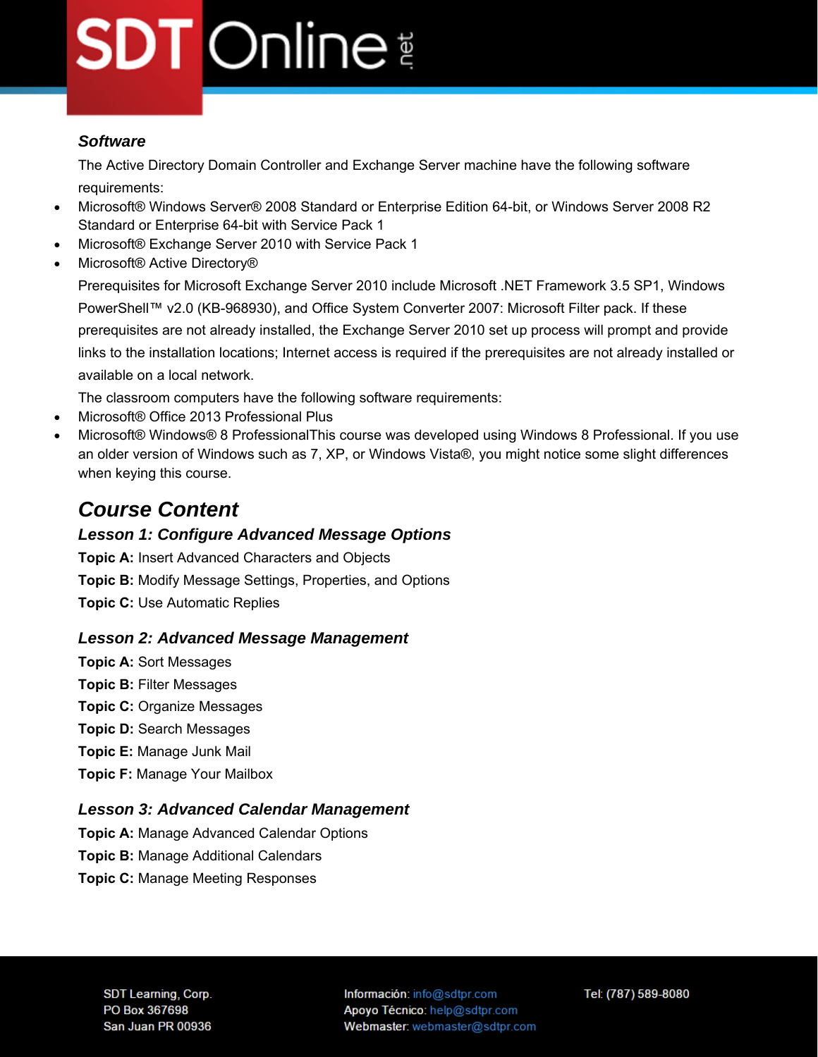### *Software*

The Active Directory Domain Controller and Exchange Server machine have the following software requirements:

- Microsoft® Windows Server® 2008 Standard or Enterprise Edition 64-bit, or Windows Server 2008 R2 Standard or Enterprise 64-bit with Service Pack 1
- Microsoft® Exchange Server 2010 with Service Pack 1
- Microsoft® Active Directory®

Prerequisites for Microsoft Exchange Server 2010 include Microsoft .NET Framework 3.5 SP1, Windows PowerShell™ v2.0 (KB-968930), and Office System Converter 2007: Microsoft Filter pack. If these prerequisites are not already installed, the Exchange Server 2010 set up process will prompt and provide links to the installation locations; Internet access is required if the prerequisites are not already installed or available on a local network.

The classroom computers have the following software requirements:

- Microsoft® Office 2013 Professional Plus
- Microsoft® Windows® 8 ProfessionalThis course was developed using Windows 8 Professional. If you use an older version of Windows such as 7, XP, or Windows Vista®, you might notice some slight differences when keying this course.

## *Course Content*

### *Lesson 1: Configure Advanced Message Options*

**Topic A:** Insert Advanced Characters and Objects

**Topic B:** Modify Message Settings, Properties, and Options

**Topic C:** Use Automatic Replies

### *Lesson 2: Advanced Message Management*

**Topic A:** Sort Messages

**Topic B:** Filter Messages

**Topic C:** Organize Messages

**Topic D:** Search Messages

**Topic E:** Manage Junk Mail

**Topic F:** Manage Your Mailbox

### *Lesson 3: Advanced Calendar Management*

**Topic A:** Manage Advanced Calendar Options

**Topic B:** Manage Additional Calendars

**Topic C:** Manage Meeting Responses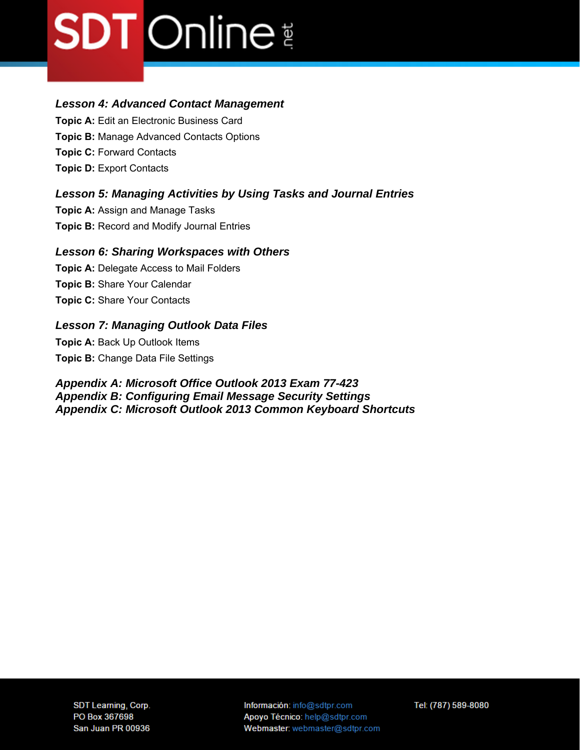### *Lesson 4: Advanced Contact Management*

**Topic A:** Edit an Electronic Business Card
**Topic B:** Manage Advanced Contacts Options
**Topic C:** Forward Contacts
**Topic D:** Export Contacts

### *Lesson 5: Managing Activities by Using Tasks and Journal Entries*

**Topic A:** Assign and Manage Tasks
**Topic B:** Record and Modify Journal Entries

### *Lesson 6: Sharing Workspaces with Others*

**Topic A:** Delegate Access to Mail Folders
**Topic B:** Share Your Calendar
**Topic C:** Share Your Contacts

### *Lesson 7: Managing Outlook Data Files*

**Topic A:** Back Up Outlook Items
**Topic B:** Change Data File Settings

### *Appendix A: Microsoft Office Outlook 2013 Exam 77-423*
### *Appendix B: Configuring Email Message Security Settings*
### *Appendix C: Microsoft Outlook 2013 Common Keyboard Shortcuts*